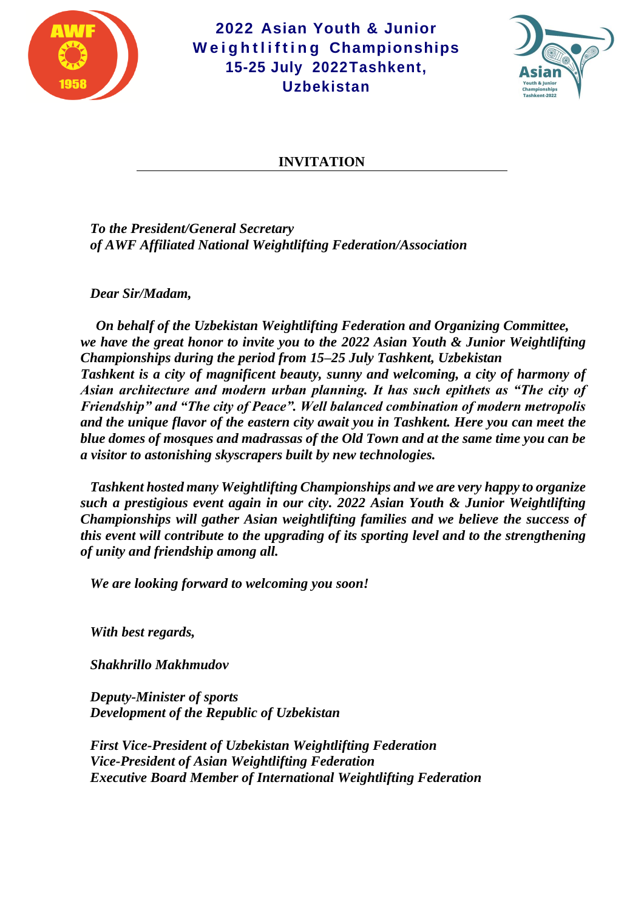# 2022 Asian Youth & Junior Weightlifting Championships
# 15-25 July 2022Tashkent, Uzbekistan

## INVITATION

*To the President/General Secretary*
*of AWF Affiliated National Weightlifting Federation/Association*

*Dear Sir/Madam,*

***On behalf of the Uzbekistan Weightlifting Federation and Organizing Committee, we have the great honor to invite you to the 2022 Asian Youth & Junior Weightlifting Championships during the period from 15–25 July Tashkent, Uzbekistan***
***Tashkent is a city of magnificent beauty, sunny and welcoming, a city of harmony of Asian architecture and modern urban planning. It has such epithets as "The city of Friendship" and "The city of Peace". Well balanced combination of modern metropolis and the unique flavor of the eastern city await you in Tashkent. Here you can meet the blue domes of mosques and madrassas of the Old Town and at the same time you can be a visitor to astonishing skyscrapers built by new technologies.***

***Tashkent hosted many Weightlifting Championships and we are very happy to organize such a prestigious event again in our city. 2022 Asian Youth & Junior Weightlifting Championships will gather Asian weightlifting families and we believe the success of this event will contribute to the upgrading of its sporting level and to the strengthening of unity and friendship among all.***

***We are looking forward to welcoming you soon!***

***With best regards,***

***Shakhrillo Makhmudov***

***Deputy-Minister of sports***
***Development of the Republic of Uzbekistan***

***First Vice-President of Uzbekistan Weightlifting Federation***
***Vice-President of Asian Weightlifting Federation***
***Executive Board Member of International Weightlifting Federation***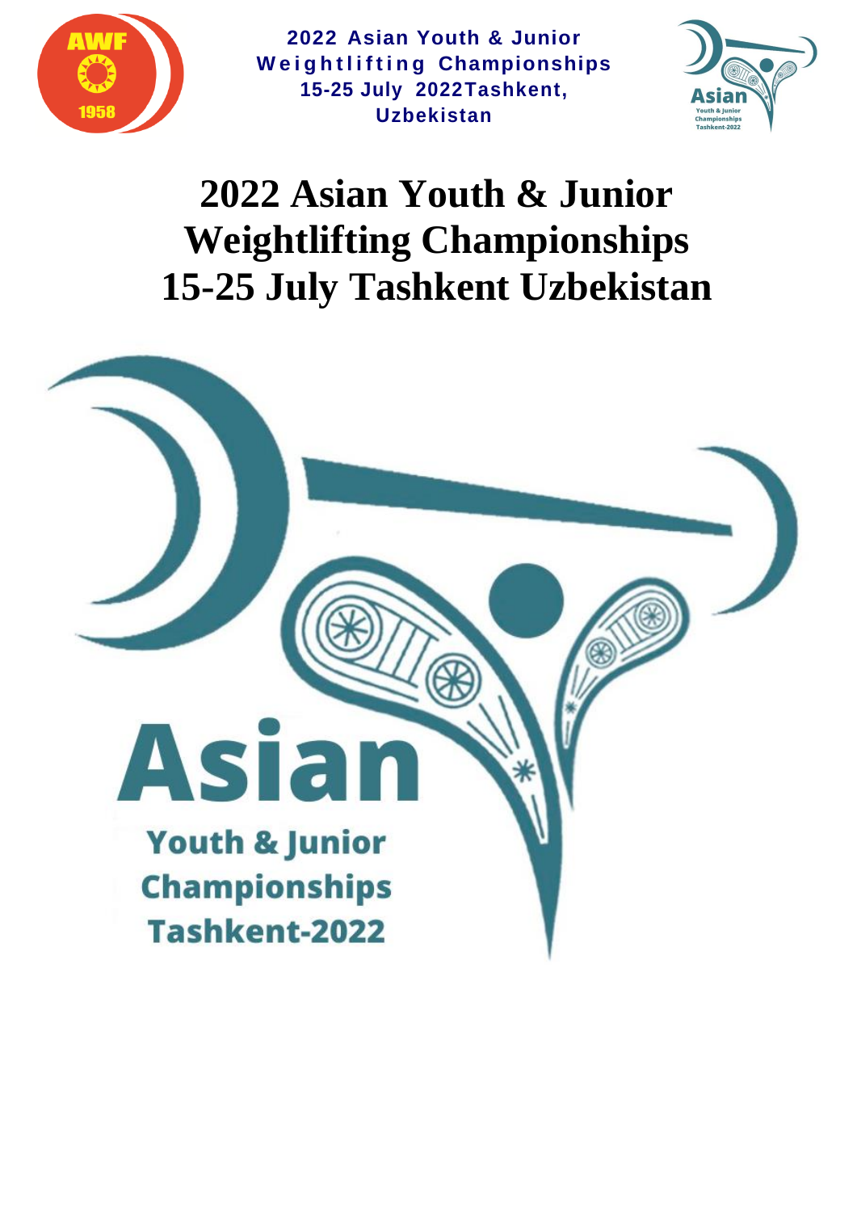# 2022 Asian Youth & Junior Weightlifting Championships 15-25 July Tashkent Uzbekistan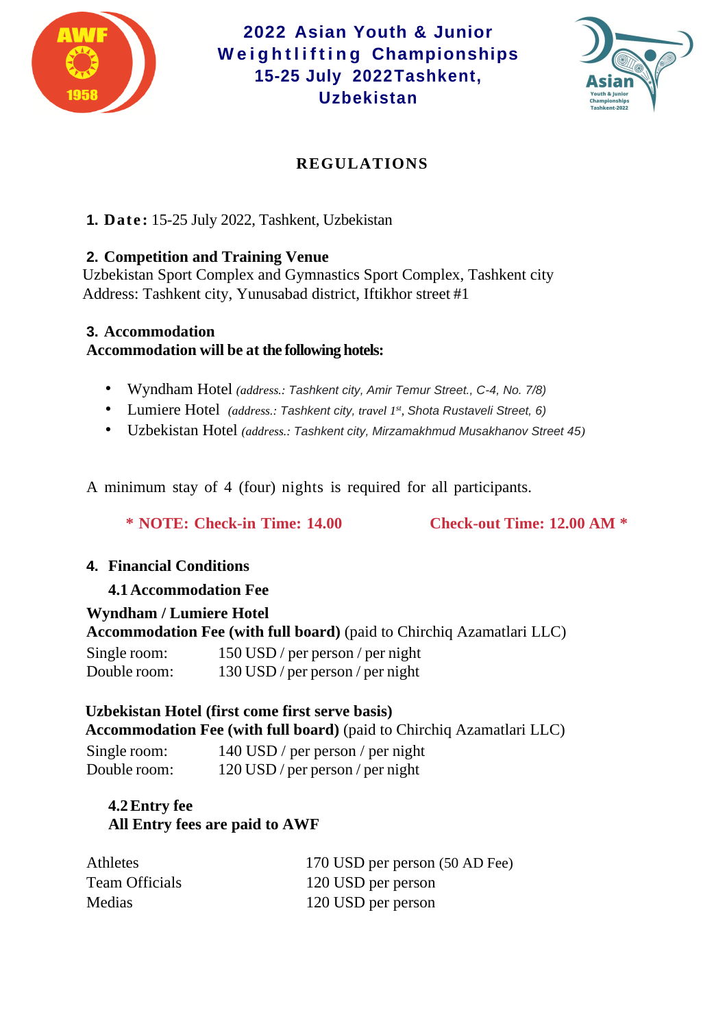# 2022 Asian Youth & Junior Weightlifting Championships 15-25 July 2022Tashkent, Uzbekistan

## REGULATIONS

**1. Date:** 15-25 July 2022, Tashkent, Uzbekistan

**2. Competition and Training Venue**

Uzbekistan Sport Complex and Gymnastics Sport Complex, Tashkent city
Address: Tashkent city, Yunusabad district, Iftikhor street #1

**3. Accommodation**

**Accommodation will be at the following hotels:**

- Wyndham Hotel *(address.: Tashkent city, Amir Temur Street., C-4, No. 7/8)*
- Lumiere Hotel *(address.: Tashkent city, travel 1st, Shota Rustaveli Street, 6)*
- Uzbekistan Hotel *(address.: Tashkent city, Mirzamakhmud Musakhanov Street 45)*

A minimum stay of 4 (four) nights is required for all participants.

**\* NOTE: Check-in Time: 14.00 Check-out Time: 12.00 AM \***

**4. Financial Conditions**

**4.1 Accommodation Fee**

**Wyndham / Lumiere Hotel**
**Accommodation Fee (with full board)** (paid to Chirchiq Azamatlari LLC)

| | |
|---|---|
| Single room: | 150 USD / per person / per night |
| Double room: | 130 USD / per person / per night |

**Uzbekistan Hotel (first come first serve basis)**
**Accommodation Fee (with full board)** (paid to Chirchiq Azamatlari LLC)

| | |
|---|---|
| Single room: | 140 USD / per person / per night |
| Double room: | 120 USD / per person / per night |

**4.2 Entry fee**
**All Entry fees are paid to AWF**

| | |
|---|---|
| Athletes | 170 USD per person (50 AD Fee) |
| Team Officials | 120 USD per person |
| Medias | 120 USD per person |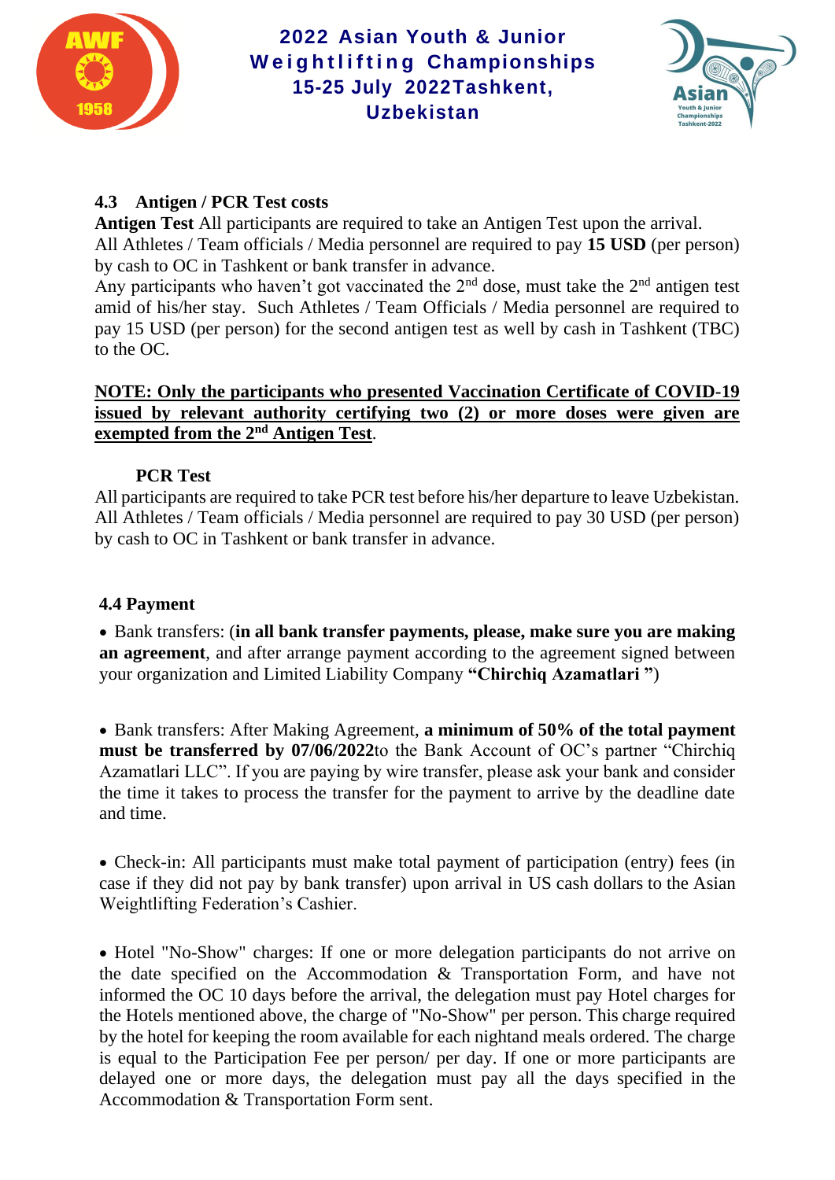### 4.3 Antigen / PCR Test costs

**Antigen Test** All participants are required to take an Antigen Test upon the arrival.
All Athletes / Team officials / Media personnel are required to pay **15 USD** (per person) by cash to OC in Tashkent or bank transfer in advance.
Any participants who haven't got vaccinated the 2nd dose, must take the 2nd antigen test amid of his/her stay. Such Athletes / Team Officials / Media personnel are required to pay 15 USD (per person) for the second antigen test as well by cash in Tashkent (TBC) to the OC.

**NOTE: Only the participants who presented Vaccination Certificate of COVID-19 issued by relevant authority certifying two (2) or more doses were given are exempted from the 2nd Antigen Test.**

**PCR Test**

All participants are required to take PCR test before his/her departure to leave Uzbekistan. All Athletes / Team officials / Media personnel are required to pay 30 USD (per person) by cash to OC in Tashkent or bank transfer in advance.

### 4.4 Payment

- Bank transfers: (**in all bank transfer payments, please, make sure you are making an agreement**, and after arrange payment according to the agreement signed between your organization and Limited Liability Company **"Chirchiq Azamatlari "**)

- Bank transfers: After Making Agreement, **a minimum of 50% of the total payment must be transferred by 07/06/2022**to the Bank Account of OC's partner "Chirchiq Azamatlari LLC". If you are paying by wire transfer, please ask your bank and consider the time it takes to process the transfer for the payment to arrive by the deadline date and time.

- Check-in: All participants must make total payment of participation (entry) fees (in case if they did not pay by bank transfer) upon arrival in US cash dollars to the Asian Weightlifting Federation's Cashier.

- Hotel "No-Show" charges: If one or more delegation participants do not arrive on the date specified on the Accommodation & Transportation Form, and have not informed the OC 10 days before the arrival, the delegation must pay Hotel charges for the Hotels mentioned above, the charge of "No-Show" per person. This charge required by the hotel for keeping the room available for each nightand meals ordered. The charge is equal to the Participation Fee per person/ per day. If one or more participants are delayed one or more days, the delegation must pay all the days specified in the Accommodation & Transportation Form sent.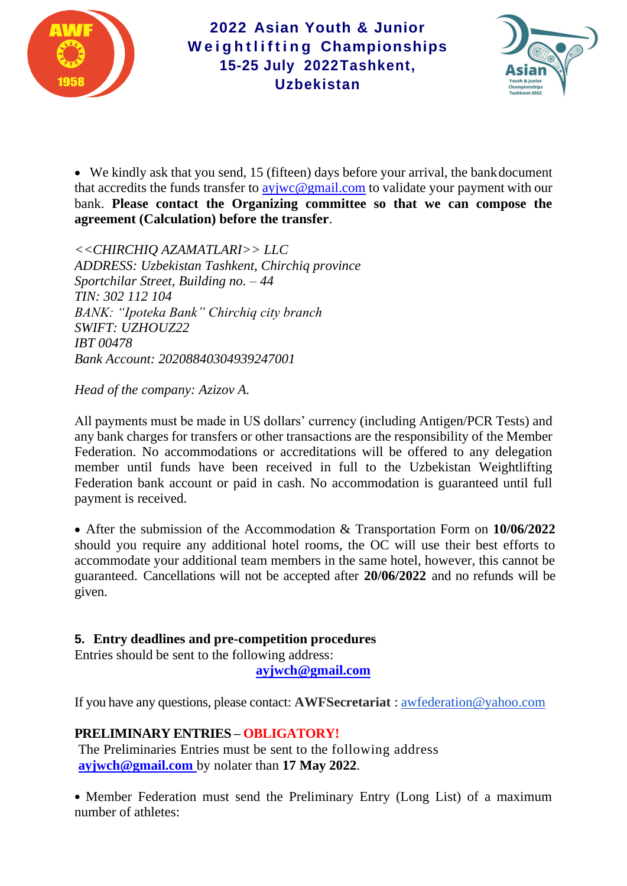- We kindly ask that you send, 15 (fifteen) days before your arrival, the bank document that accredits the funds transfer to ayjwc@gmail.com to validate your payment with our bank. **Please contact the Organizing committee so that we can compose the agreement (Calculation) before the transfer**.

*<<CHIRCHIQ AZAMATLARI>> LLC*
*ADDRESS: Uzbekistan Tashkent, Chirchiq province*
*Sportchilar Street, Building no. – 44*
*TIN: 302 112 104*
*BANK: "Ipoteka Bank" Chirchiq city branch*
*SWIFT: UZHOUZ22*
*IBT 00478*
*Bank Account: 20208840304939247001*

*Head of the company: Azizov A.*

All payments must be made in US dollars' currency (including Antigen/PCR Tests) and any bank charges for transfers or other transactions are the responsibility of the Member Federation. No accommodations or accreditations will be offered to any delegation member until funds have been received in full to the Uzbekistan Weightlifting Federation bank account or paid in cash. No accommodation is guaranteed until full payment is received.

- After the submission of the Accommodation & Transportation Form on **10/06/2022** should you require any additional hotel rooms, the OC will use their best efforts to accommodate your additional team members in the same hotel, however, this cannot be guaranteed. Cancellations will not be accepted after **20/06/2022** and no refunds will be given.

## 5. Entry deadlines and pre-competition procedures

Entries should be sent to the following address:

**ayjwch@gmail.com**

If you have any questions, please contact: **AWFSecretariat** : awfederation@yahoo.com

**PRELIMINARY ENTRIES – OBLIGATORY!**

The Preliminaries Entries must be sent to the following address **ayjwch@gmail.com** by nolater than **17 May 2022**.

- Member Federation must send the Preliminary Entry (Long List) of a maximum number of athletes: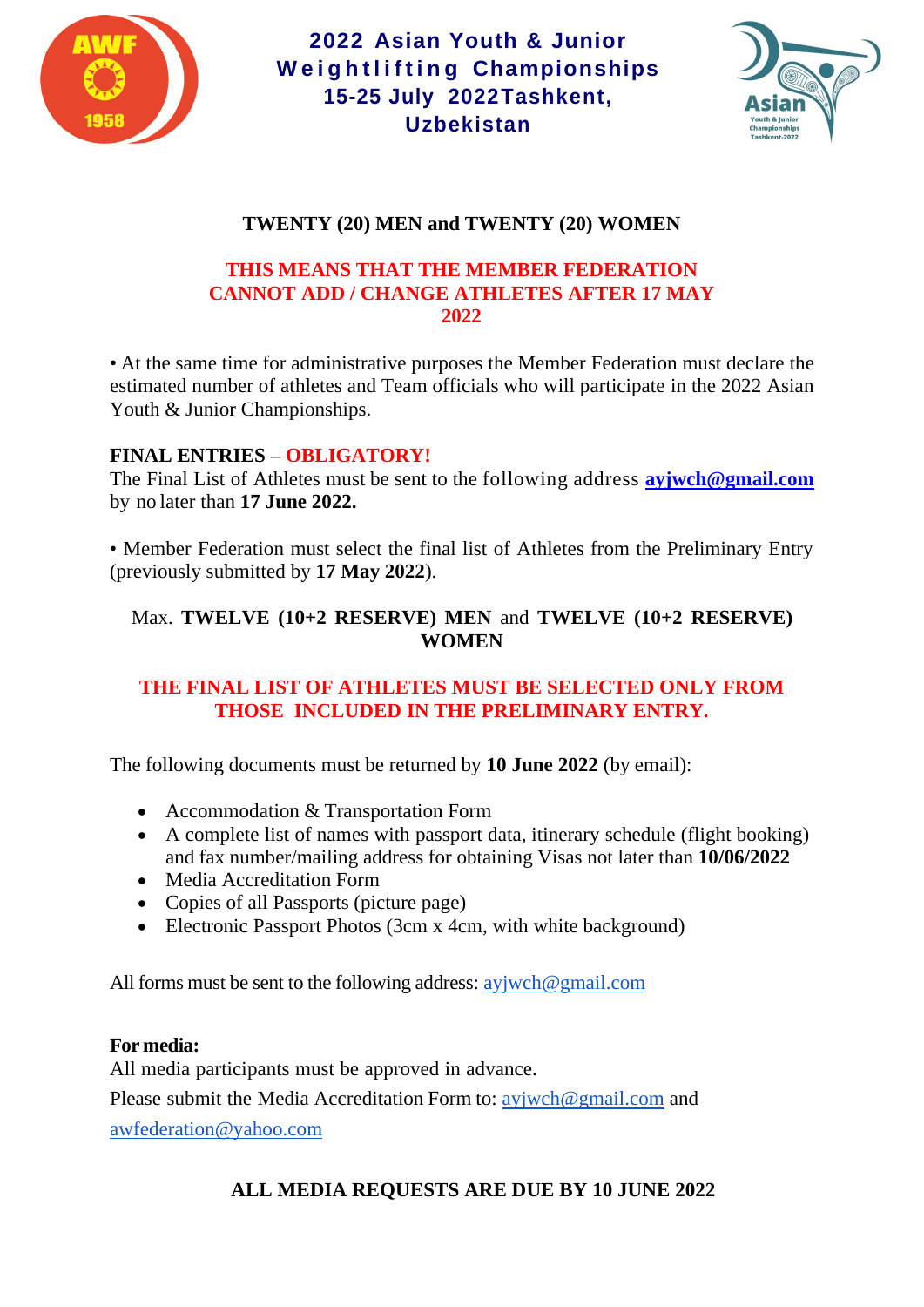**TWENTY (20) MEN and TWENTY (20) WOMEN**

**THIS MEANS THAT THE MEMBER FEDERATION CANNOT ADD / CHANGE ATHLETES AFTER 17 MAY 2022**

• At the same time for administrative purposes the Member Federation must declare the estimated number of athletes and Team officials who will participate in the 2022 Asian Youth & Junior Championships.

**FINAL ENTRIES – OBLIGATORY!**
The Final List of Athletes must be sent to the following address **ayjwch@gmail.com** by no later than **17 June 2022.**

• Member Federation must select the final list of Athletes from the Preliminary Entry (previously submitted by **17 May 2022**).

Max. **TWELVE (10+2 RESERVE) MEN** and **TWELVE (10+2 RESERVE) WOMEN**

**THE FINAL LIST OF ATHLETES MUST BE SELECTED ONLY FROM THOSE INCLUDED IN THE PRELIMINARY ENTRY.**

The following documents must be returned by **10 June 2022** (by email):

- Accommodation & Transportation Form
- A complete list of names with passport data, itinerary schedule (flight booking) and fax number/mailing address for obtaining Visas not later than **10/06/2022**
- Media Accreditation Form
- Copies of all Passports (picture page)
- Electronic Passport Photos (3cm x 4cm, with white background)

All forms must be sent to the following address: ayjwch@gmail.com

**For media:**
All media participants must be approved in advance.
Please submit the Media Accreditation Form to: ayjwch@gmail.com and awfederation@yahoo.com

**ALL MEDIA REQUESTS ARE DUE BY 10 JUNE 2022**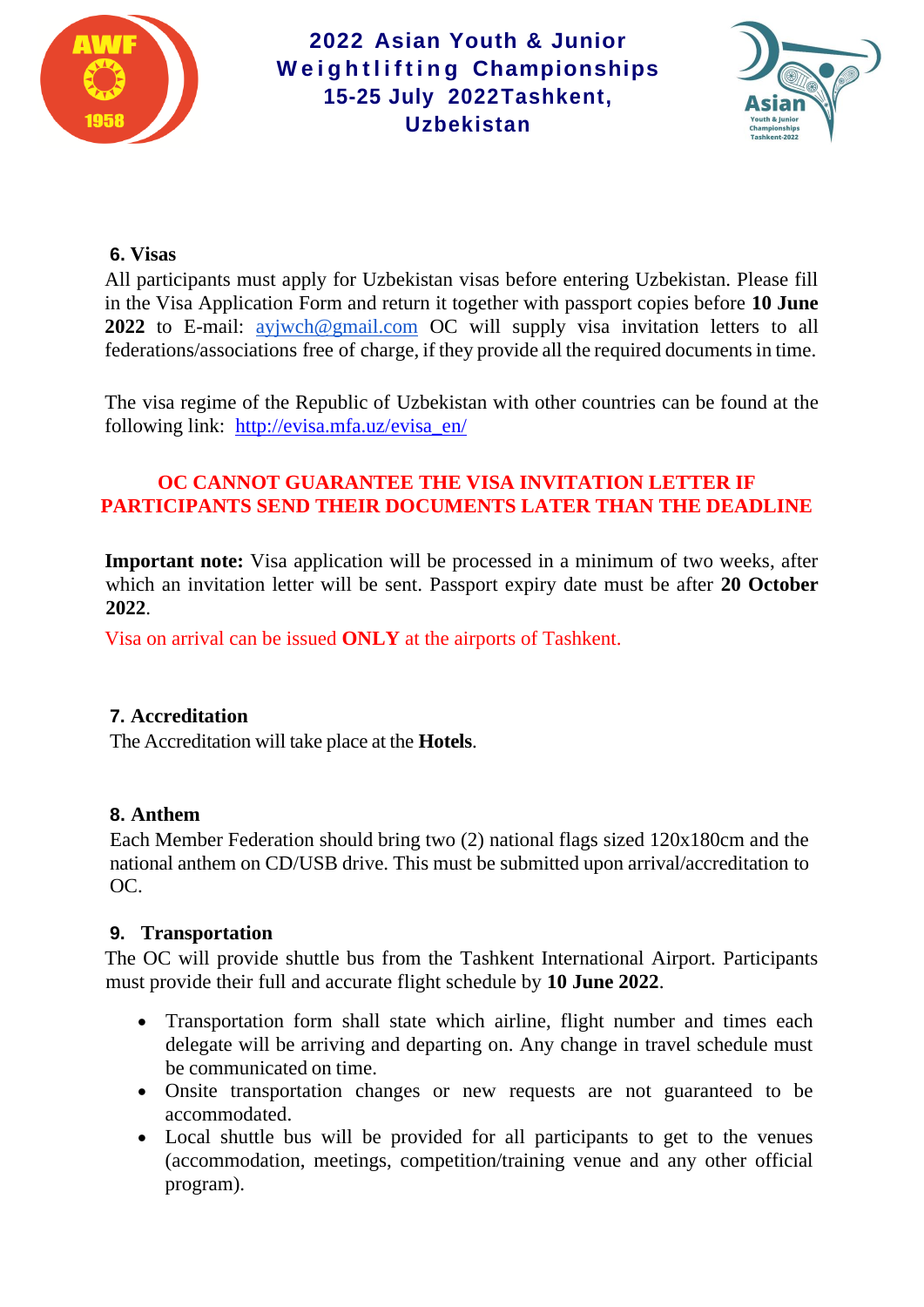## 6. Visas

All participants must apply for Uzbekistan visas before entering Uzbekistan. Please fill in the Visa Application Form and return it together with passport copies before **10 June 2022** to E-mail: ayjwch@gmail.com OC will supply visa invitation letters to all federations/associations free of charge, if they provide all the required documents in time.

The visa regime of the Republic of Uzbekistan with other countries can be found at the following link: http://evisa.mfa.uz/evisa_en/

**OC CANNOT GUARANTEE THE VISA INVITATION LETTER IF PARTICIPANTS SEND THEIR DOCUMENTS LATER THAN THE DEADLINE**

**Important note:** Visa application will be processed in a minimum of two weeks, after which an invitation letter will be sent. Passport expiry date must be after **20 October 2022**.

Visa on arrival can be issued **ONLY** at the airports of Tashkent.

## 7. Accreditation

The Accreditation will take place at the **Hotels**.

## 8. Anthem

Each Member Federation should bring two (2) national flags sized 120x180cm and the national anthem on CD/USB drive. This must be submitted upon arrival/accreditation to OC.

## 9. Transportation

The OC will provide shuttle bus from the Tashkent International Airport. Participants must provide their full and accurate flight schedule by **10 June 2022**.

- Transportation form shall state which airline, flight number and times each delegate will be arriving and departing on. Any change in travel schedule must be communicated on time.
- Onsite transportation changes or new requests are not guaranteed to be accommodated.
- Local shuttle bus will be provided for all participants to get to the venues (accommodation, meetings, competition/training venue and any other official program).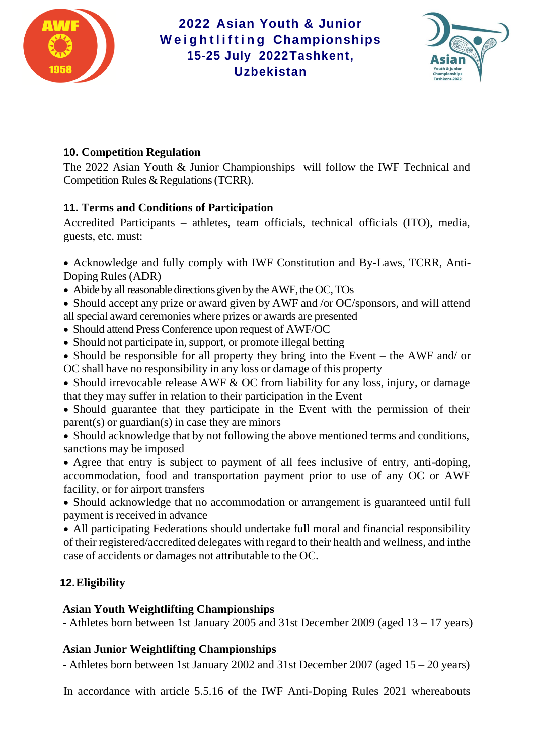## 10. Competition Regulation

The 2022 Asian Youth & Junior Championships will follow the IWF Technical and Competition Rules & Regulations (TCRR).

## 11. Terms and Conditions of Participation

Accredited Participants – athletes, team officials, technical officials (ITO), media, guests, etc. must:

- Acknowledge and fully comply with IWF Constitution and By-Laws, TCRR, Anti-Doping Rules (ADR)
- Abide by all reasonable directions given by the AWF, the OC, TOs
- Should accept any prize or award given by AWF and /or OC/sponsors, and will attend all special award ceremonies where prizes or awards are presented
- Should attend Press Conference upon request of AWF/OC
- Should not participate in, support, or promote illegal betting
- Should be responsible for all property they bring into the Event – the AWF and/ or OC shall have no responsibility in any loss or damage of this property
- Should irrevocable release AWF & OC from liability for any loss, injury, or damage that they may suffer in relation to their participation in the Event
- Should guarantee that they participate in the Event with the permission of their parent(s) or guardian(s) in case they are minors
- Should acknowledge that by not following the above mentioned terms and conditions, sanctions may be imposed
- Agree that entry is subject to payment of all fees inclusive of entry, anti-doping, accommodation, food and transportation payment prior to use of any OC or AWF facility, or for airport transfers
- Should acknowledge that no accommodation or arrangement is guaranteed until full payment is received in advance
- All participating Federations should undertake full moral and financial responsibility of their registered/accredited delegates with regard to their health and wellness, and inthe case of accidents or damages not attributable to the OC.

## 12. Eligibility

**Asian Youth Weightlifting Championships**

- Athletes born between 1st January 2005 and 31st December 2009 (aged 13 – 17 years)

**Asian Junior Weightlifting Championships**

- Athletes born between 1st January 2002 and 31st December 2007 (aged 15 – 20 years)

In accordance with article 5.5.16 of the IWF Anti-Doping Rules 2021 whereabouts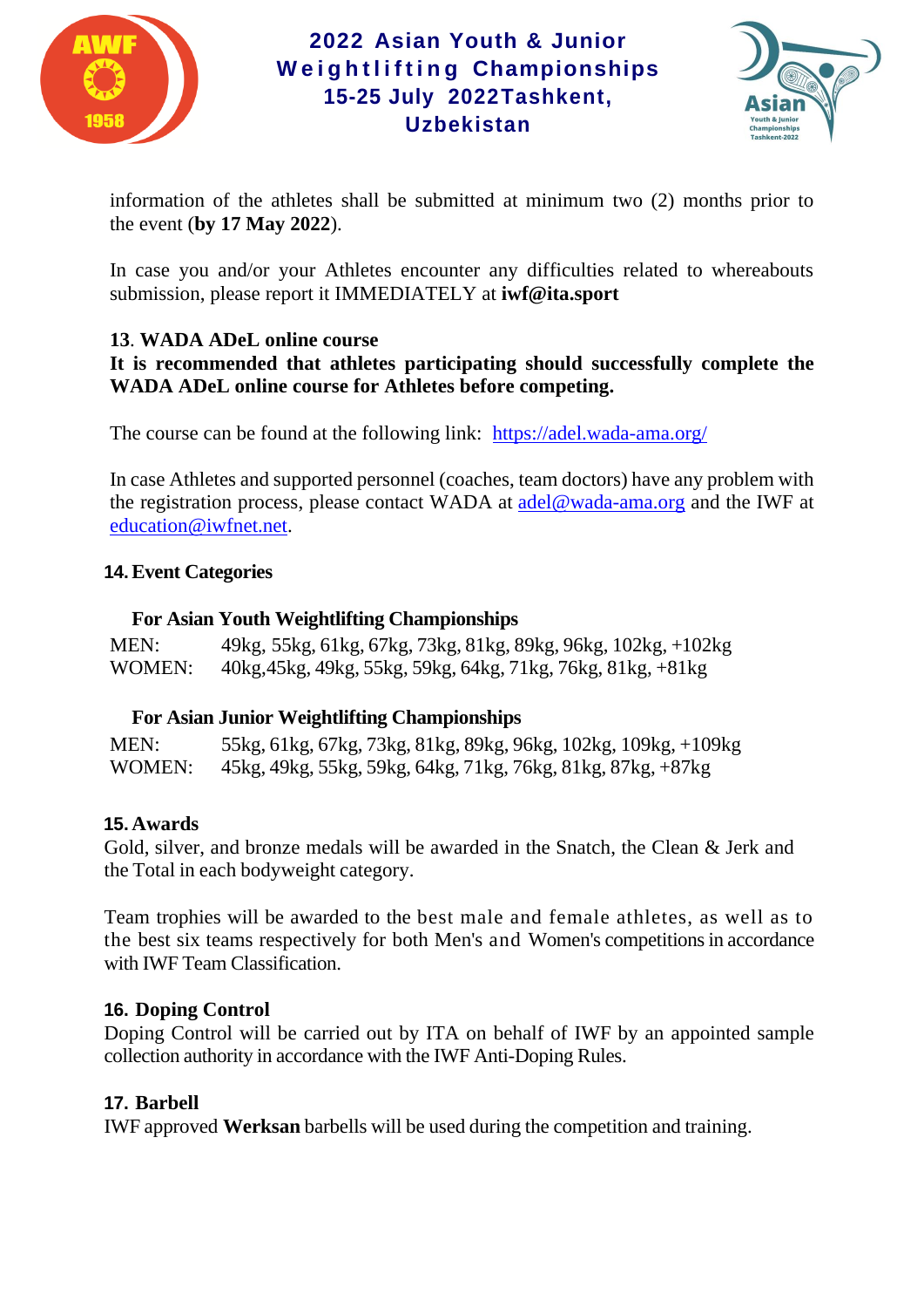information of the athletes shall be submitted at minimum two (2) months prior to the event (**by 17 May 2022**).

In case you and/or your Athletes encounter any difficulties related to whereabouts submission, please report it IMMEDIATELY at **iwf@ita.sport**

**13. WADA ADeL online course**

**It is recommended that athletes participating should successfully complete the WADA ADeL online course for Athletes before competing.**

The course can be found at the following link: [https://adel.wada-ama.org/](https://adel.wada-ama.org/)

In case Athletes and supported personnel (coaches, team doctors) have any problem with the registration process, please contact WADA at [adel@wada-ama.org](mailto:adel@wada-ama.org) and the IWF at [education@iwfnet.net](mailto:education@iwfnet.net).

**14. Event Categories**

**For Asian Youth Weightlifting Championships**

| | |
|---|---|
| MEN: | 49kg, 55kg, 61kg, 67kg, 73kg, 81kg, 89kg, 96kg, 102kg, +102kg |
| WOMEN: | 40kg,45kg, 49kg, 55kg, 59kg, 64kg, 71kg, 76kg, 81kg, +81kg |

**For Asian Junior Weightlifting Championships**

| | |
|---|---|
| MEN: | 55kg, 61kg, 67kg, 73kg, 81kg, 89kg, 96kg, 102kg, 109kg, +109kg |
| WOMEN: | 45kg, 49kg, 55kg, 59kg, 64kg, 71kg, 76kg, 81kg, 87kg, +87kg |

**15. Awards**

Gold, silver, and bronze medals will be awarded in the Snatch, the Clean & Jerk and the Total in each bodyweight category.

Team trophies will be awarded to the best male and female athletes, as well as to the best six teams respectively for both Men's and Women's competitions in accordance with IWF Team Classification.

**16. Doping Control**

Doping Control will be carried out by ITA on behalf of IWF by an appointed sample collection authority in accordance with the IWF Anti-Doping Rules.

**17. Barbell**

IWF approved **Werksan** barbells will be used during the competition and training.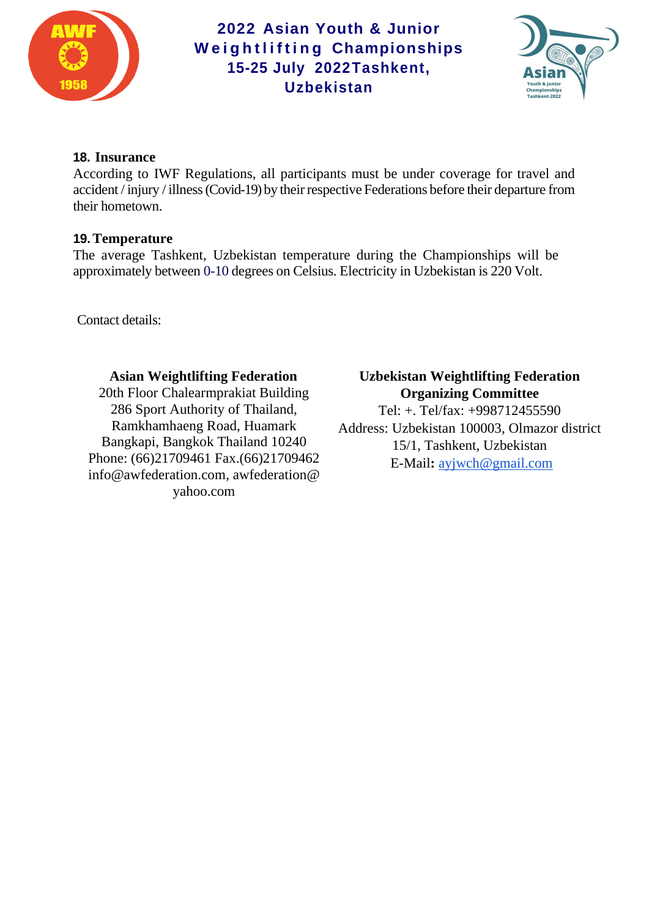### 18. Insurance

According to IWF Regulations, all participants must be under coverage for travel and accident / injury / illness (Covid-19) by their respective Federations before their departure from their hometown.

### 19. Temperature

The average Tashkent, Uzbekistan temperature during the Championships will be approximately between 0-10 degrees on Celsius. Electricity in Uzbekistan is 220 Volt.

Contact details:

**Asian Weightlifting Federation**
20th Floor Chalearmprakiat Building
286 Sport Authority of Thailand,
Ramkhamhaeng Road, Huamark
Bangkapi, Bangkok Thailand 10240
Phone: (66)21709461 Fax.(66)21709462
info@awfederation.com, awfederation@yahoo.com

**Uzbekistan Weightlifting Federation**
**Organizing Committee**
Tel: +. Tel/fax: +998712455590
Address: Uzbekistan 100003, Olmazor district 15/1, Tashkent, Uzbekistan
E-Mail**:** ayjwch@gmail.com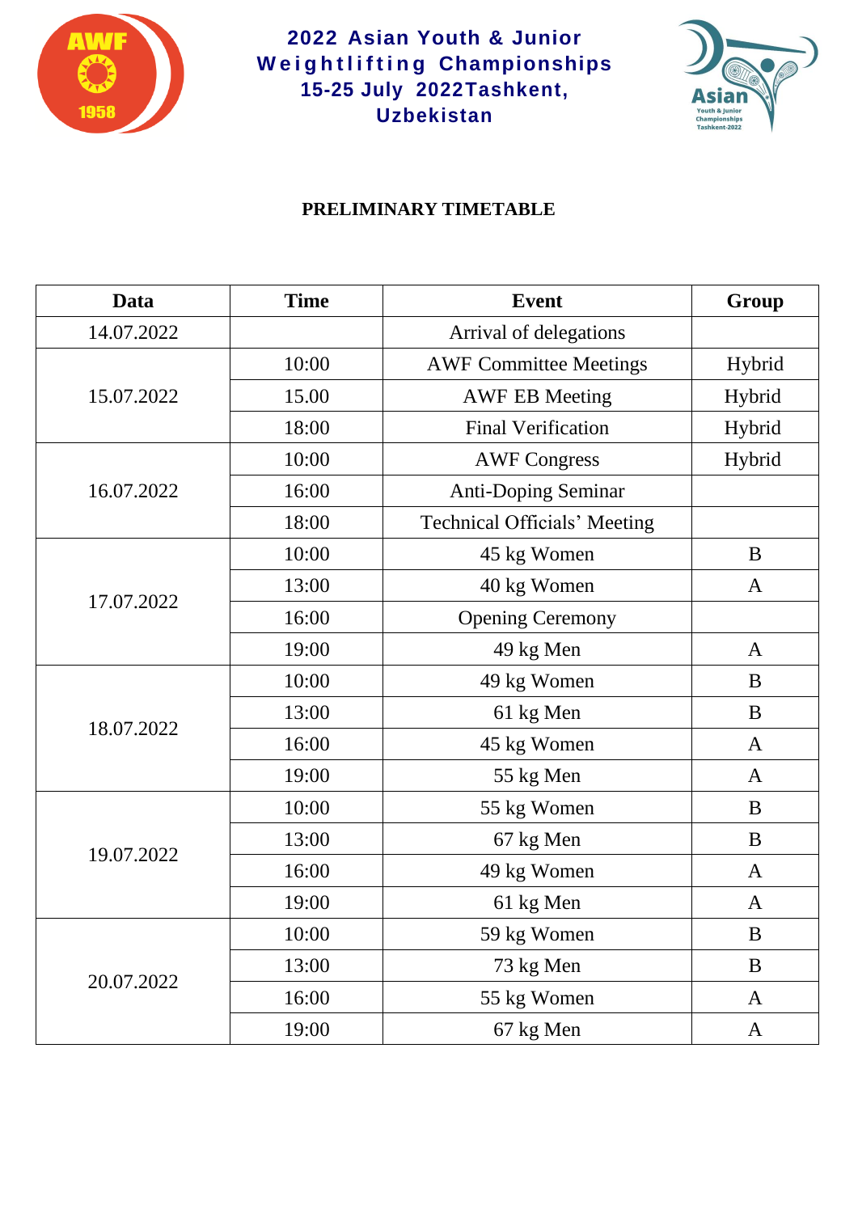# 2022 Asian Youth & Junior Weightlifting Championships
# 15-25 July 2022 Tashkent, Uzbekistan

## PRELIMINARY TIMETABLE

| Data | Time | Event | Group |
|---|---|---|---|
| 14.07.2022 | | Arrival of delegations | |
| 15.07.2022 | 10:00 | AWF Committee Meetings | Hybrid |
| | 15.00 | AWF EB Meeting | Hybrid |
| | 18:00 | Final Verification | Hybrid |
| 16.07.2022 | 10:00 | AWF Congress | Hybrid |
| | 16:00 | Anti-Doping Seminar | |
| | 18:00 | Technical Officials' Meeting | |
| 17.07.2022 | 10:00 | 45 kg Women | B |
| | 13:00 | 40 kg Women | A |
| | 16:00 | Opening Ceremony | |
| | 19:00 | 49 kg Men | A |
| 18.07.2022 | 10:00 | 49 kg Women | B |
| | 13:00 | 61 kg Men | B |
| | 16:00 | 45 kg Women | A |
| | 19:00 | 55 kg Men | A |
| 19.07.2022 | 10:00 | 55 kg Women | B |
| | 13:00 | 67 kg Men | B |
| | 16:00 | 49 kg Women | A |
| | 19:00 | 61 kg Men | A |
| 20.07.2022 | 10:00 | 59 kg Women | B |
| | 13:00 | 73 kg Men | B |
| | 16:00 | 55 kg Women | A |
| | 19:00 | 67 kg Men | A |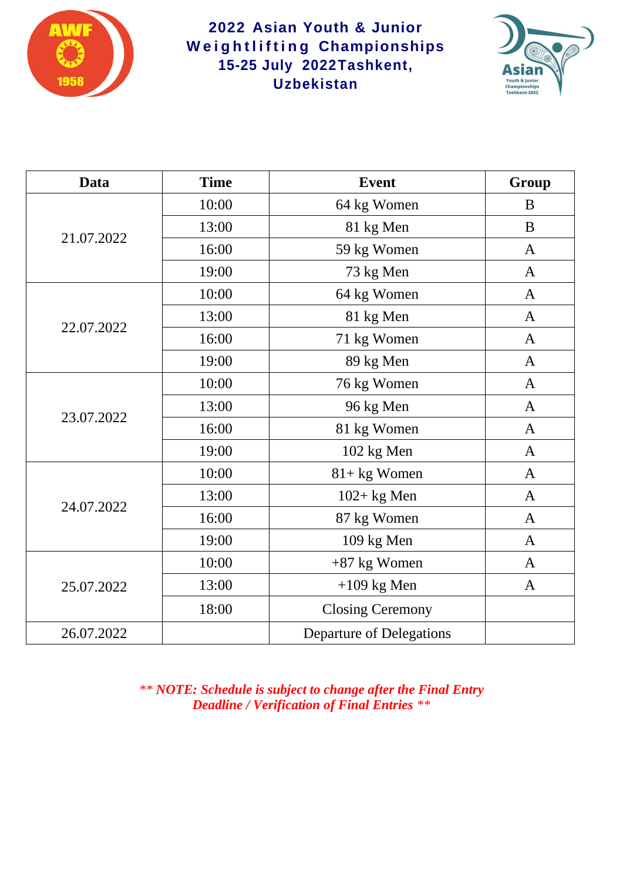# 2022 Asian Youth & Junior Weightlifting Championships 15-25 July 2022Tashkent, Uzbekistan

| Data | Time | Event | Group |
|---|---|---|---|
| 21.07.2022 | 10:00 | 64 kg Women | B |
| | 13:00 | 81 kg Men | B |
| | 16:00 | 59 kg Women | A |
| | 19:00 | 73 kg Men | A |
| 22.07.2022 | 10:00 | 64 kg Women | A |
| | 13:00 | 81 kg Men | A |
| | 16:00 | 71 kg Women | A |
| | 19:00 | 89 kg Men | A |
| 23.07.2022 | 10:00 | 76 kg Women | A |
| | 13:00 | 96 kg Men | A |
| | 16:00 | 81 kg Women | A |
| | 19:00 | 102 kg Men | A |
| 24.07.2022 | 10:00 | 81+ kg Women | A |
| | 13:00 | 102+ kg Men | A |
| | 16:00 | 87 kg Women | A |
| | 19:00 | 109 kg Men | A |
| 25.07.2022 | 10:00 | +87 kg Women | A |
| | 13:00 | +109 kg Men | A |
| | 18:00 | Closing Ceremony | |
| 26.07.2022 | | Departure of Delegations | |

***\*\* NOTE: Schedule is subject to change after the Final Entry Deadline / Verification of Final Entries \*\****